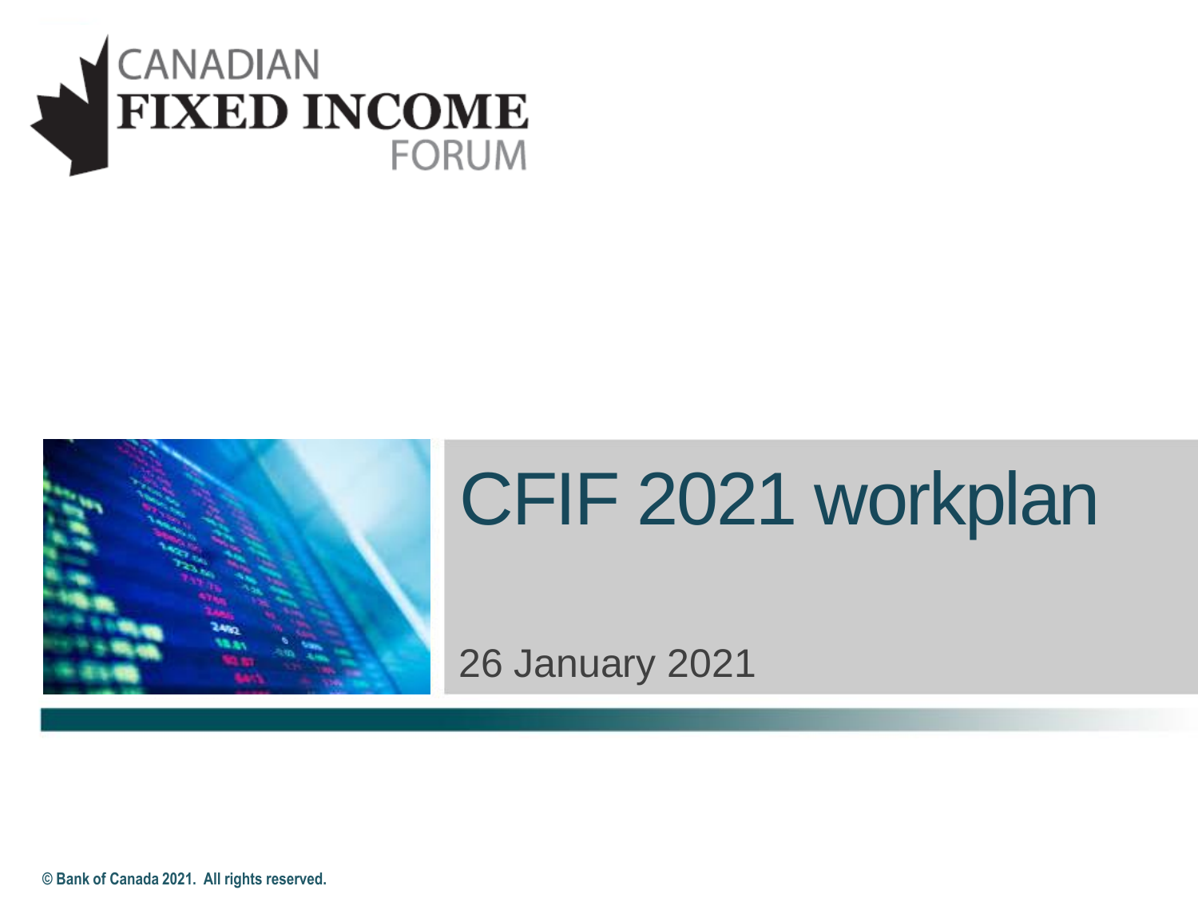CANADIAN
**FIXED INCOME**
FORUM

# CFIF 2021 workplan

26 January 2021

**© Bank of Canada 2021. All rights reserved.**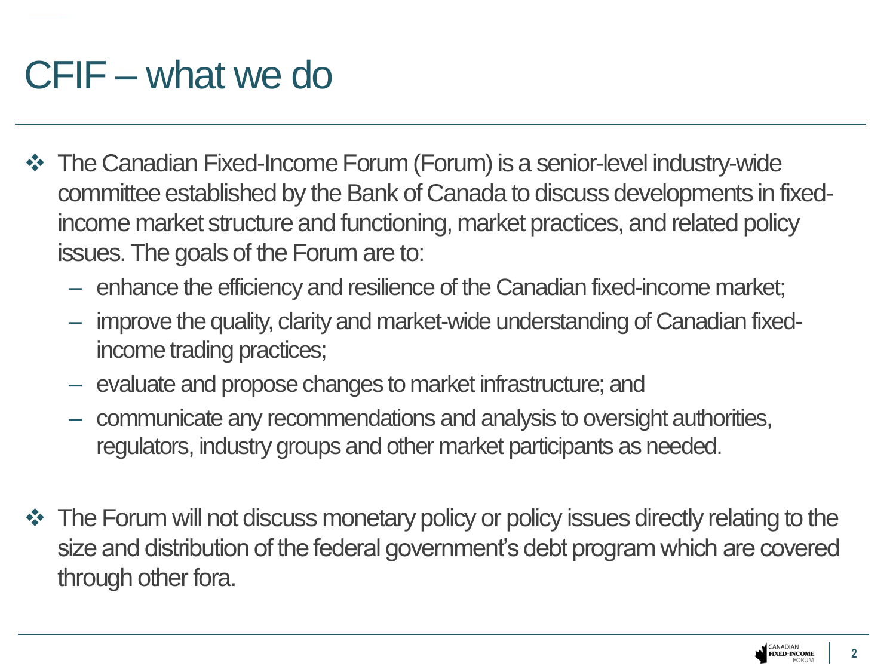# CFIF – what we do

- The Canadian Fixed-Income Forum (Forum) is a senior-level industry-wide committee established by the Bank of Canada to discuss developments in fixed-income market structure and functioning, market practices, and related policy issues. The goals of the Forum are to:
  - enhance the efficiency and resilience of the Canadian fixed-income market;
  - improve the quality, clarity and market-wide understanding of Canadian fixed-income trading practices;
  - evaluate and propose changes to market infrastructure; and
  - communicate any recommendations and analysis to oversight authorities, regulators, industry groups and other market participants as needed.

- The Forum will not discuss monetary policy or policy issues directly relating to the size and distribution of the federal government's debt program which are covered through other fora.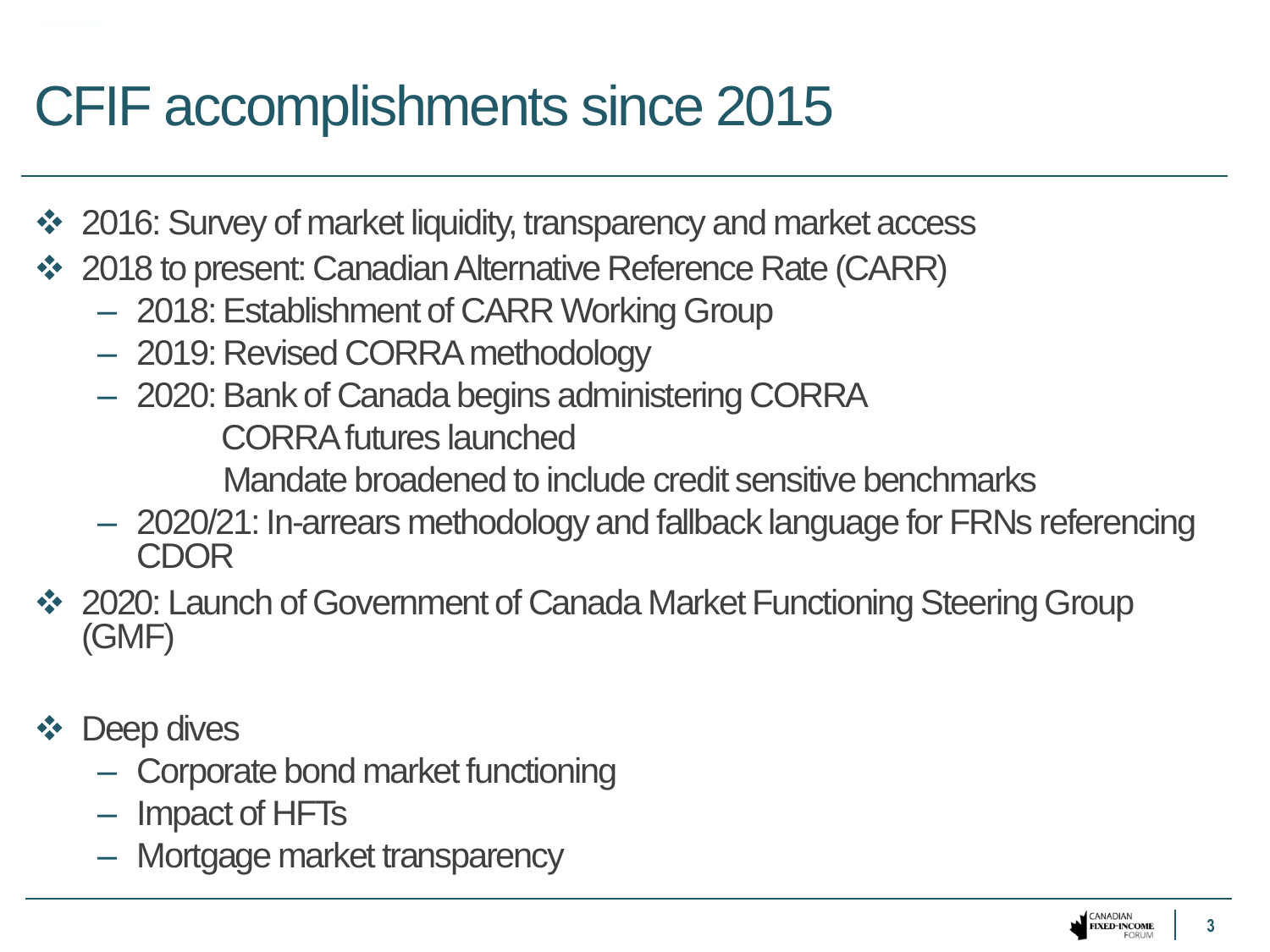# CFIF accomplishments since 2015

- 2016: Survey of market liquidity, transparency and market access
- 2018 to present: Canadian Alternative Reference Rate (CARR)
  - 2018: Establishment of CARR Working Group
  - 2019: Revised CORRA methodology
  - 2020: Bank of Canada begins administering CORRA
    CORRA futures launched
    Mandate broadened to include credit sensitive benchmarks
  - 2020/21: In-arrears methodology and fallback language for FRNs referencing CDOR
- 2020: Launch of Government of Canada Market Functioning Steering Group (GMF)

- Deep dives
  - Corporate bond market functioning
  - Impact of HFTs
  - Mortgage market transparency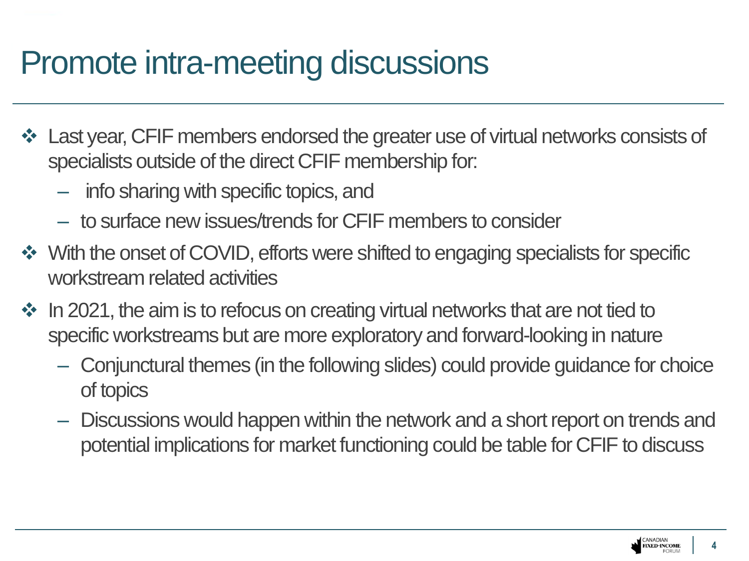# Promote intra-meeting discussions

- Last year, CFIF members endorsed the greater use of virtual networks consists of specialists outside of the direct CFIF membership for:
  - info sharing with specific topics, and
  - to surface new issues/trends for CFIF members to consider
- With the onset of COVID, efforts were shifted to engaging specialists for specific workstream related activities
- In 2021, the aim is to refocus on creating virtual networks that are not tied to specific workstreams but are more exploratory and forward-looking in nature
  - Conjunctural themes (in the following slides) could provide guidance for choice of topics
  - Discussions would happen within the network and a short report on trends and potential implications for market functioning could be table for CFIF to discuss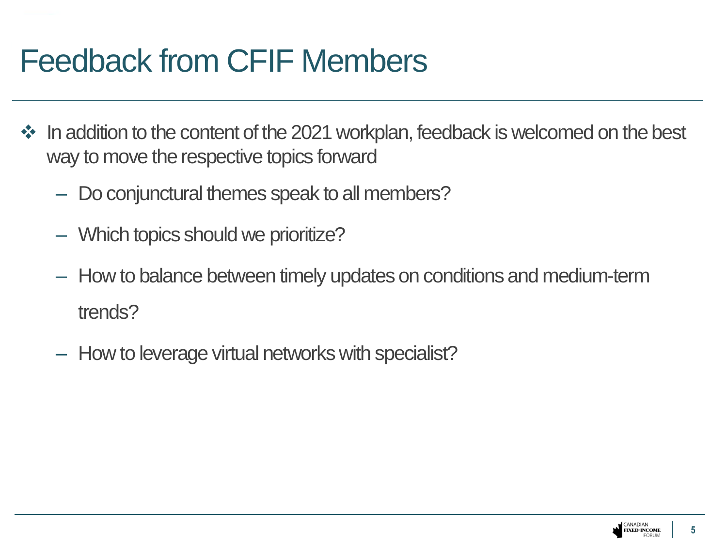# Feedback from CFIF Members

- In addition to the content of the 2021 workplan, feedback is welcomed on the best way to move the respective topics forward
  - Do conjunctural themes speak to all members?
  - Which topics should we prioritize?
  - How to balance between timely updates on conditions and medium-term trends?
  - How to leverage virtual networks with specialist?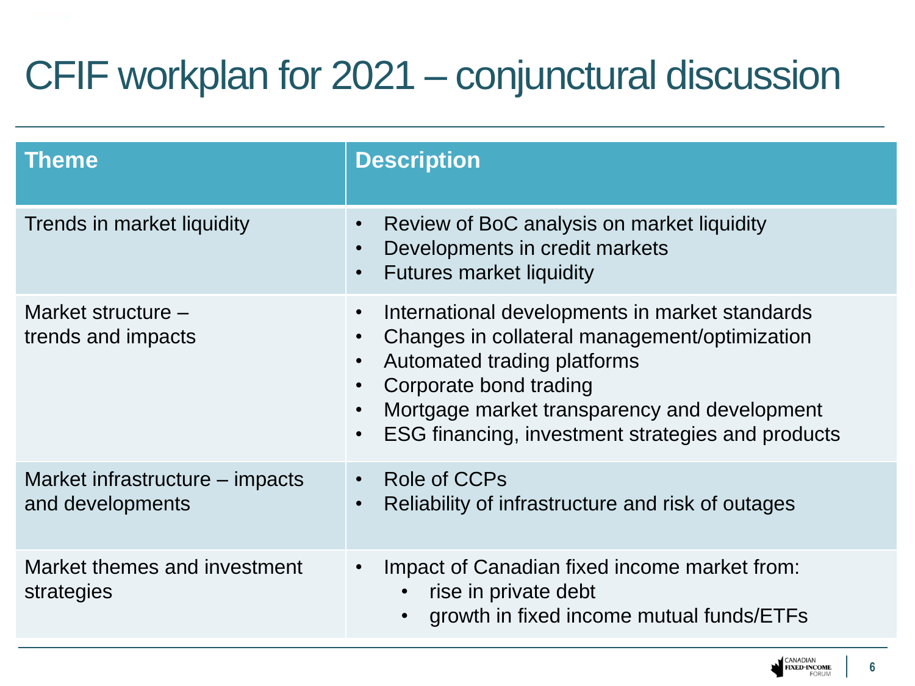# CFIF workplan for 2021 – conjunctural discussion

| Theme | Description |
|---|---|
| Trends in market liquidity | • Review of BoC analysis on market liquidity<br>• Developments in credit markets<br>• Futures market liquidity |
| Market structure – trends and impacts | • International developments in market standards<br>• Changes in collateral management/optimization<br>• Automated trading platforms<br>• Corporate bond trading<br>• Mortgage market transparency and development<br>• ESG financing, investment strategies and products |
| Market infrastructure – impacts and developments | • Role of CCPs<br>• Reliability of infrastructure and risk of outages |
| Market themes and investment strategies | • Impact of Canadian fixed income market from:<br>&nbsp;&nbsp;&nbsp;&nbsp;• rise in private debt<br>&nbsp;&nbsp;&nbsp;&nbsp;• growth in fixed income mutual funds/ETFs |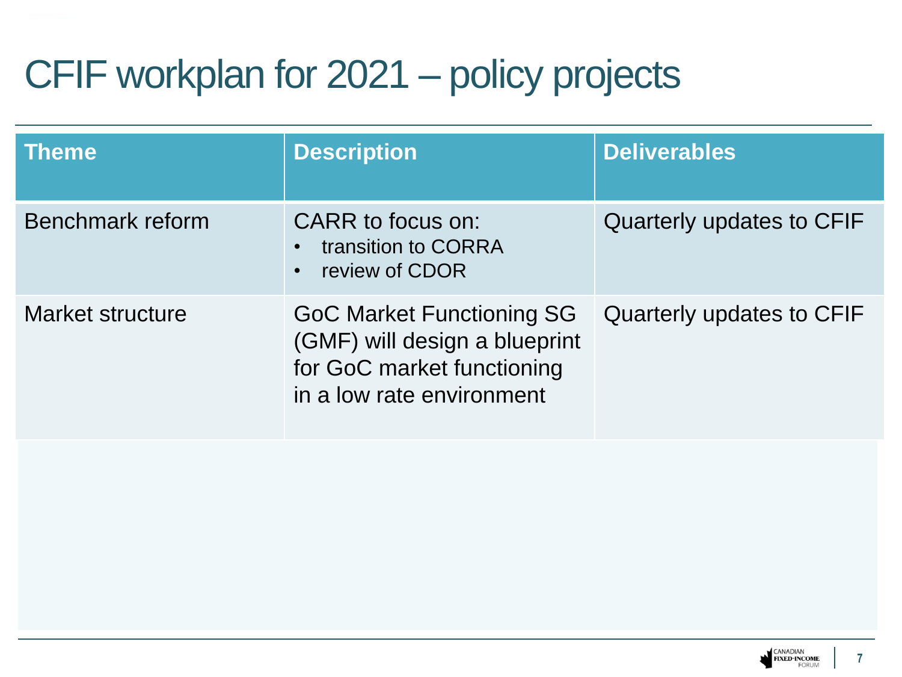# CFIF workplan for 2021 – policy projects

| Theme | Description | Deliverables |
|---|---|---|
| Benchmark reform | CARR to focus on:<br>• transition to CORRA<br>• review of CDOR | Quarterly updates to CFIF |
| Market structure | GoC Market Functioning SG (GMF) will design a blueprint for GoC market functioning in a low rate environment | Quarterly updates to CFIF |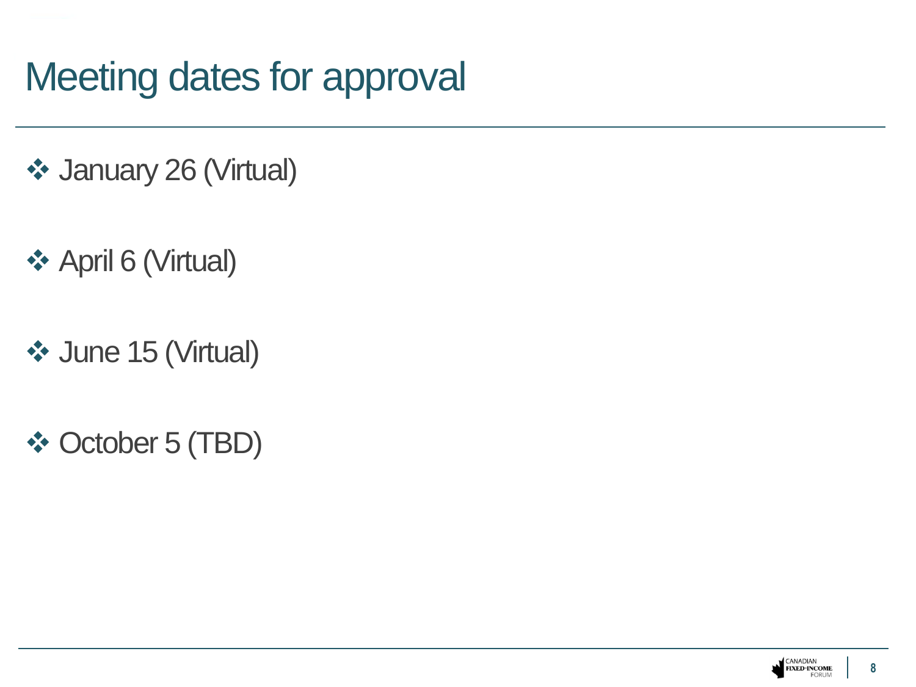# Meeting dates for approval

- January 26 (Virtual)
- April 6 (Virtual)
- June 15 (Virtual)
- October 5 (TBD)